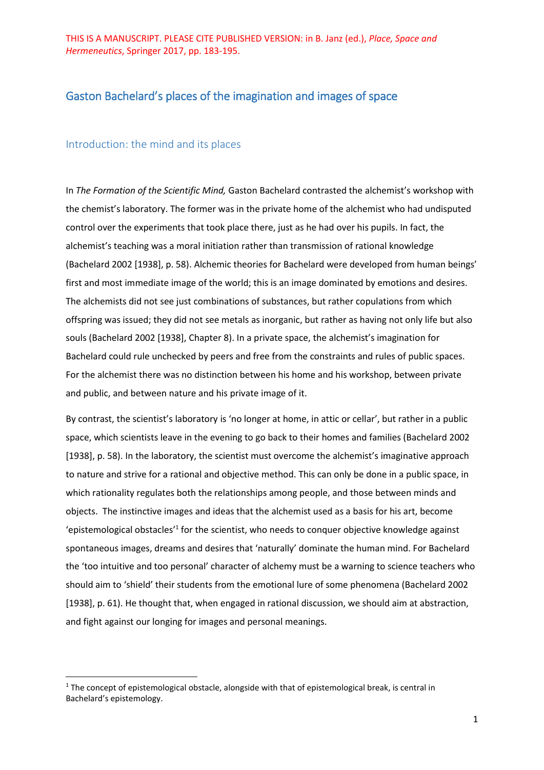THIS IS A MANUSCRIPT. PLEASE CITE PUBLISHED VERSION: in B. Janz (ed.), *Place, Space and Hermeneutics*, Springer 2017, pp. 183-195.

# Gaston Bachelard's places of the imagination and images of space

## Introduction: the mind and its places

In *The Formation of the Scientific Mind,* Gaston Bachelard contrasted the alchemist's workshop with the chemist's laboratory. The former was in the private home of the alchemist who had undisputed control over the experiments that took place there, just as he had over his pupils. In fact, the alchemist's teaching was a moral initiation rather than transmission of rational knowledge (Bachelard 2002 [1938], p. 58). Alchemic theories for Bachelard were developed from human beings' first and most immediate image of the world; this is an image dominated by emotions and desires. The alchemists did not see just combinations of substances, but rather copulations from which offspring was issued; they did not see metals as inorganic, but rather as having not only life but also souls (Bachelard 2002 [1938], Chapter 8). In a private space, the alchemist's imagination for Bachelard could rule unchecked by peers and free from the constraints and rules of public spaces. For the alchemist there was no distinction between his home and his workshop, between private and public, and between nature and his private image of it.

By contrast, the scientist's laboratory is 'no longer at home, in attic or cellar', but rather in a public space, which scientists leave in the evening to go back to their homes and families (Bachelard 2002 [1938], p. 58). In the laboratory, the scientist must overcome the alchemist's imaginative approach to nature and strive for a rational and objective method. This can only be done in a public space, in which rationality regulates both the relationships among people, and those between minds and objects. The instinctive images and ideas that the alchemist used as a basis for his art, become 'epistemological obstacles'[1] for the scientist, who needs to conquer objective knowledge against spontaneous images, dreams and desires that 'naturally' dominate the human mind. For Bachelard the 'too intuitive and too personal' character of alchemy must be a warning to science teachers who should aim to 'shield' their students from the emotional lure of some phenomena (Bachelard 2002 [1938], p. 61). He thought that, when engaged in rational discussion, we should aim at abstraction, and fight against our longing for images and personal meanings.

[1] The concept of epistemological obstacle, alongside with that of epistemological break, is central in Bachelard's epistemology.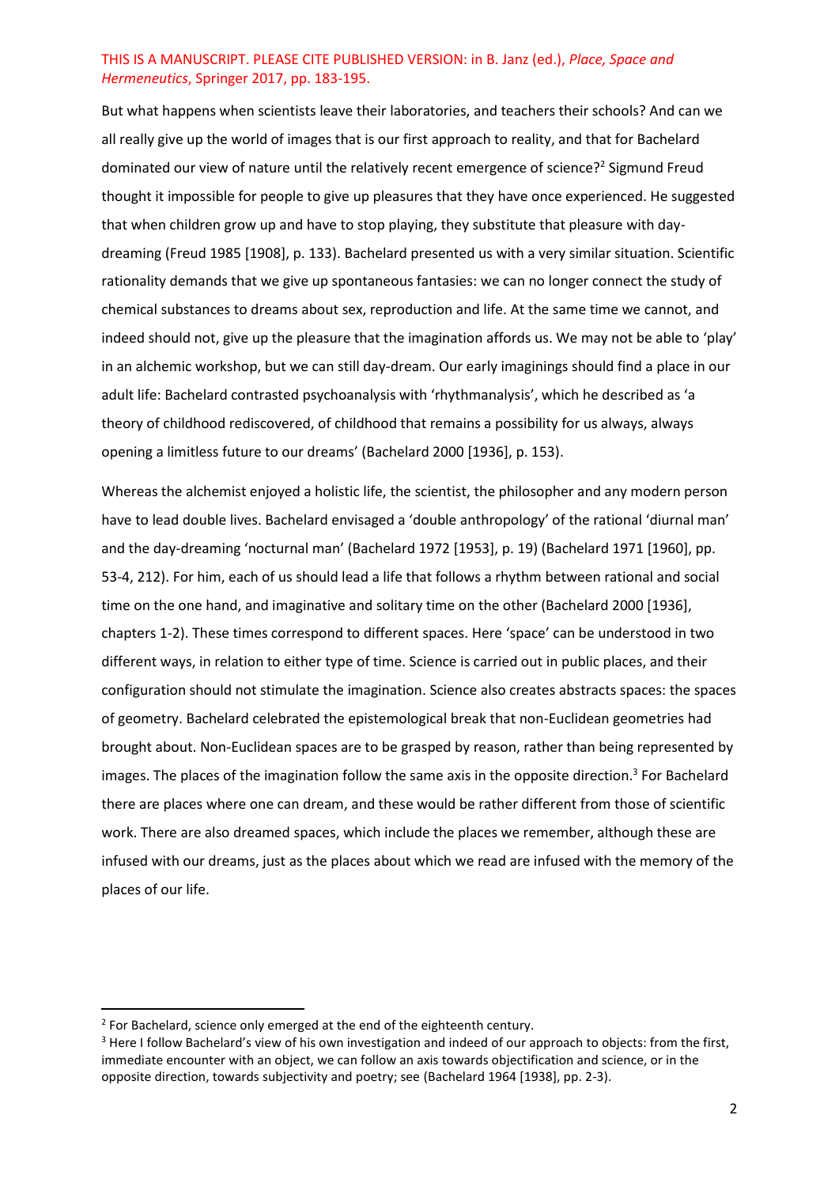But what happens when scientists leave their laboratories, and teachers their schools? And can we all really give up the world of images that is our first approach to reality, and that for Bachelard dominated our view of nature until the relatively recent emergence of science?[2] Sigmund Freud thought it impossible for people to give up pleasures that they have once experienced. He suggested that when children grow up and have to stop playing, they substitute that pleasure with day-dreaming (Freud 1985 [1908], p. 133). Bachelard presented us with a very similar situation. Scientific rationality demands that we give up spontaneous fantasies: we can no longer connect the study of chemical substances to dreams about sex, reproduction and life. At the same time we cannot, and indeed should not, give up the pleasure that the imagination affords us. We may not be able to 'play' in an alchemic workshop, but we can still day-dream. Our early imaginings should find a place in our adult life: Bachelard contrasted psychoanalysis with 'rhythmanalysis', which he described as 'a theory of childhood rediscovered, of childhood that remains a possibility for us always, always opening a limitless future to our dreams' (Bachelard 2000 [1936], p. 153).

Whereas the alchemist enjoyed a holistic life, the scientist, the philosopher and any modern person have to lead double lives. Bachelard envisaged a 'double anthropology' of the rational 'diurnal man' and the day-dreaming 'nocturnal man' (Bachelard 1972 [1953], p. 19) (Bachelard 1971 [1960], pp. 53-4, 212). For him, each of us should lead a life that follows a rhythm between rational and social time on the one hand, and imaginative and solitary time on the other (Bachelard 2000 [1936], chapters 1-2). These times correspond to different spaces. Here 'space' can be understood in two different ways, in relation to either type of time. Science is carried out in public places, and their configuration should not stimulate the imagination. Science also creates abstracts spaces: the spaces of geometry. Bachelard celebrated the epistemological break that non-Euclidean geometries had brought about. Non-Euclidean spaces are to be grasped by reason, rather than being represented by images. The places of the imagination follow the same axis in the opposite direction.[3] For Bachelard there are places where one can dream, and these would be rather different from those of scientific work. There are also dreamed spaces, which include the places we remember, although these are infused with our dreams, just as the places about which we read are infused with the memory of the places of our life.

---

[2] For Bachelard, science only emerged at the end of the eighteenth century.

[3] Here I follow Bachelard's view of his own investigation and indeed of our approach to objects: from the first, immediate encounter with an object, we can follow an axis towards objectification and science, or in the opposite direction, towards subjectivity and poetry; see (Bachelard 1964 [1938], pp. 2-3).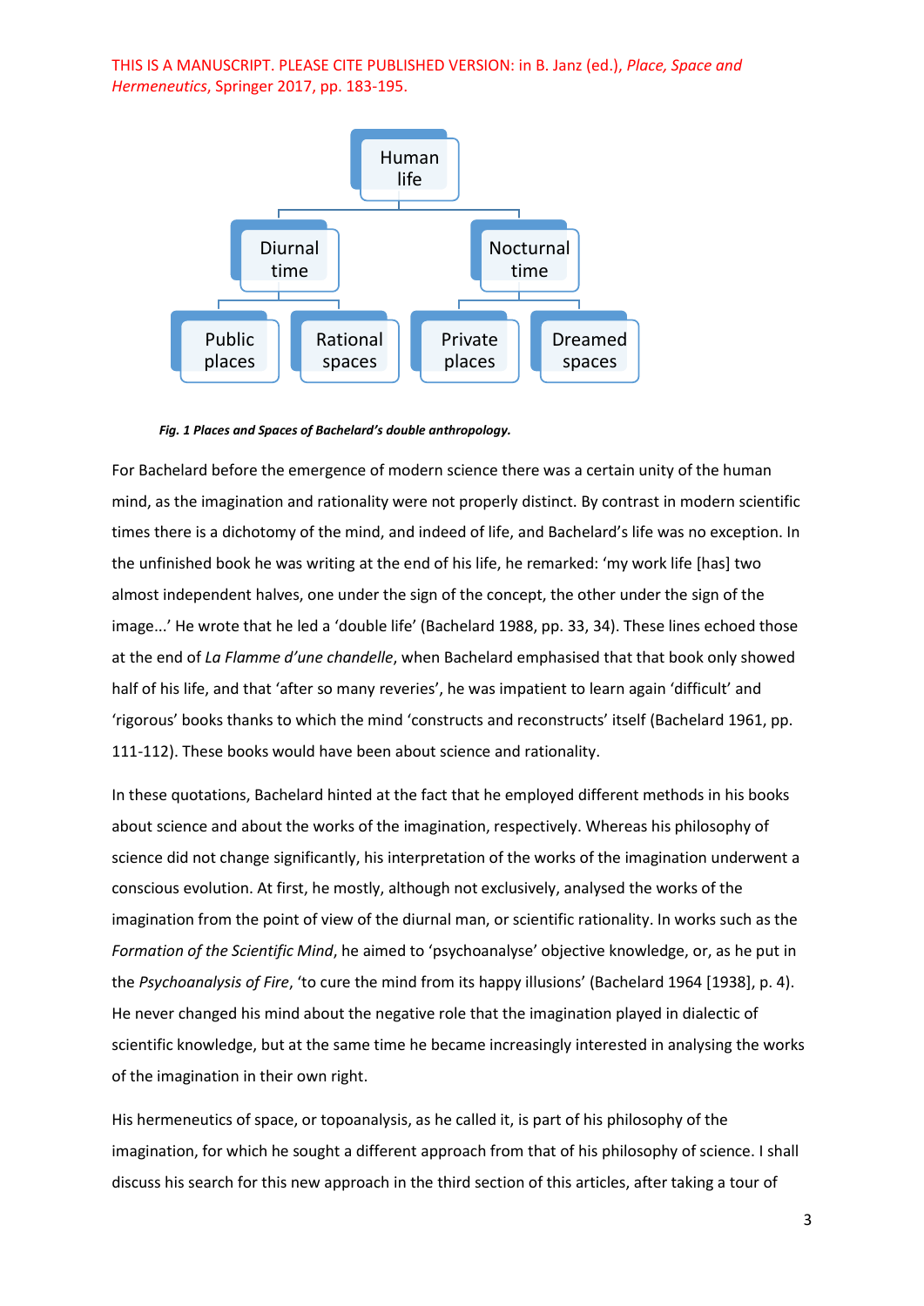- Human life
  - Diurnal time
    - Public places
    - Rational spaces
  - Nocturnal time
    - Private places
    - Dreamed spaces

***Fig. 1 Places and Spaces of Bachelard's double anthropology.***

For Bachelard before the emergence of modern science there was a certain unity of the human mind, as the imagination and rationality were not properly distinct. By contrast in modern scientific times there is a dichotomy of the mind, and indeed of life, and Bachelard's life was no exception. In the unfinished book he was writing at the end of his life, he remarked: 'my work life [has] two almost independent halves, one under the sign of the concept, the other under the sign of the image...' He wrote that he led a 'double life' (Bachelard 1988, pp. 33, 34). These lines echoed those at the end of *La Flamme d'une chandelle*, when Bachelard emphasised that that book only showed half of his life, and that 'after so many reveries', he was impatient to learn again 'difficult' and 'rigorous' books thanks to which the mind 'constructs and reconstructs' itself (Bachelard 1961, pp. 111-112). These books would have been about science and rationality.

In these quotations, Bachelard hinted at the fact that he employed different methods in his books about science and about the works of the imagination, respectively. Whereas his philosophy of science did not change significantly, his interpretation of the works of the imagination underwent a conscious evolution. At first, he mostly, although not exclusively, analysed the works of the imagination from the point of view of the diurnal man, or scientific rationality. In works such as the *Formation of the Scientific Mind*, he aimed to 'psychoanalyse' objective knowledge, or, as he put in the *Psychoanalysis of Fire*, 'to cure the mind from its happy illusions' (Bachelard 1964 [1938], p. 4). He never changed his mind about the negative role that the imagination played in dialectic of scientific knowledge, but at the same time he became increasingly interested in analysing the works of the imagination in their own right.

His hermeneutics of space, or topoanalysis, as he called it, is part of his philosophy of the imagination, for which he sought a different approach from that of his philosophy of science. I shall discuss his search for this new approach in the third section of this articles, after taking a tour of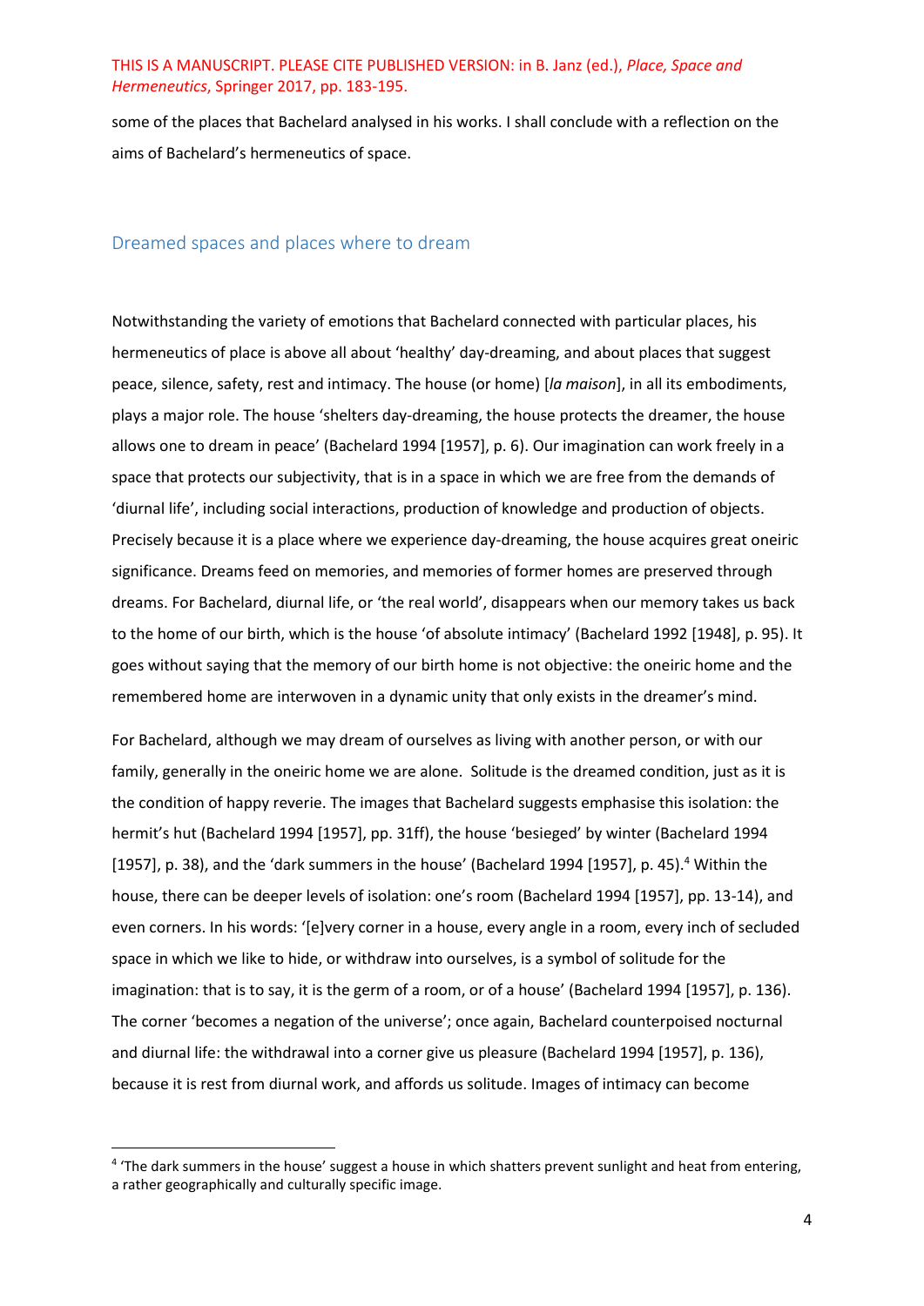some of the places that Bachelard analysed in his works. I shall conclude with a reflection on the aims of Bachelard's hermeneutics of space.

## Dreamed spaces and places where to dream

Notwithstanding the variety of emotions that Bachelard connected with particular places, his hermeneutics of place is above all about 'healthy' day-dreaming, and about places that suggest peace, silence, safety, rest and intimacy. The house (or home) [*la maison*], in all its embodiments, plays a major role. The house 'shelters day-dreaming, the house protects the dreamer, the house allows one to dream in peace' (Bachelard 1994 [1957], p. 6). Our imagination can work freely in a space that protects our subjectivity, that is in a space in which we are free from the demands of 'diurnal life', including social interactions, production of knowledge and production of objects. Precisely because it is a place where we experience day-dreaming, the house acquires great oneiric significance. Dreams feed on memories, and memories of former homes are preserved through dreams. For Bachelard, diurnal life, or 'the real world', disappears when our memory takes us back to the home of our birth, which is the house 'of absolute intimacy' (Bachelard 1992 [1948], p. 95). It goes without saying that the memory of our birth home is not objective: the oneiric home and the remembered home are interwoven in a dynamic unity that only exists in the dreamer's mind.

For Bachelard, although we may dream of ourselves as living with another person, or with our family, generally in the oneiric home we are alone. Solitude is the dreamed condition, just as it is the condition of happy reverie. The images that Bachelard suggests emphasise this isolation: the hermit's hut (Bachelard 1994 [1957], pp. 31ff), the house 'besieged' by winter (Bachelard 1994 [1957], p. 38), and the 'dark summers in the house' (Bachelard 1994 [1957], p. 45).[4] Within the house, there can be deeper levels of isolation: one's room (Bachelard 1994 [1957], pp. 13-14), and even corners. In his words: '[e]very corner in a house, every angle in a room, every inch of secluded space in which we like to hide, or withdraw into ourselves, is a symbol of solitude for the imagination: that is to say, it is the germ of a room, or of a house' (Bachelard 1994 [1957], p. 136). The corner 'becomes a negation of the universe'; once again, Bachelard counterpoised nocturnal and diurnal life: the withdrawal into a corner give us pleasure (Bachelard 1994 [1957], p. 136), because it is rest from diurnal work, and affords us solitude. Images of intimacy can become

[4] 'The dark summers in the house' suggest a house in which shatters prevent sunlight and heat from entering, a rather geographically and culturally specific image.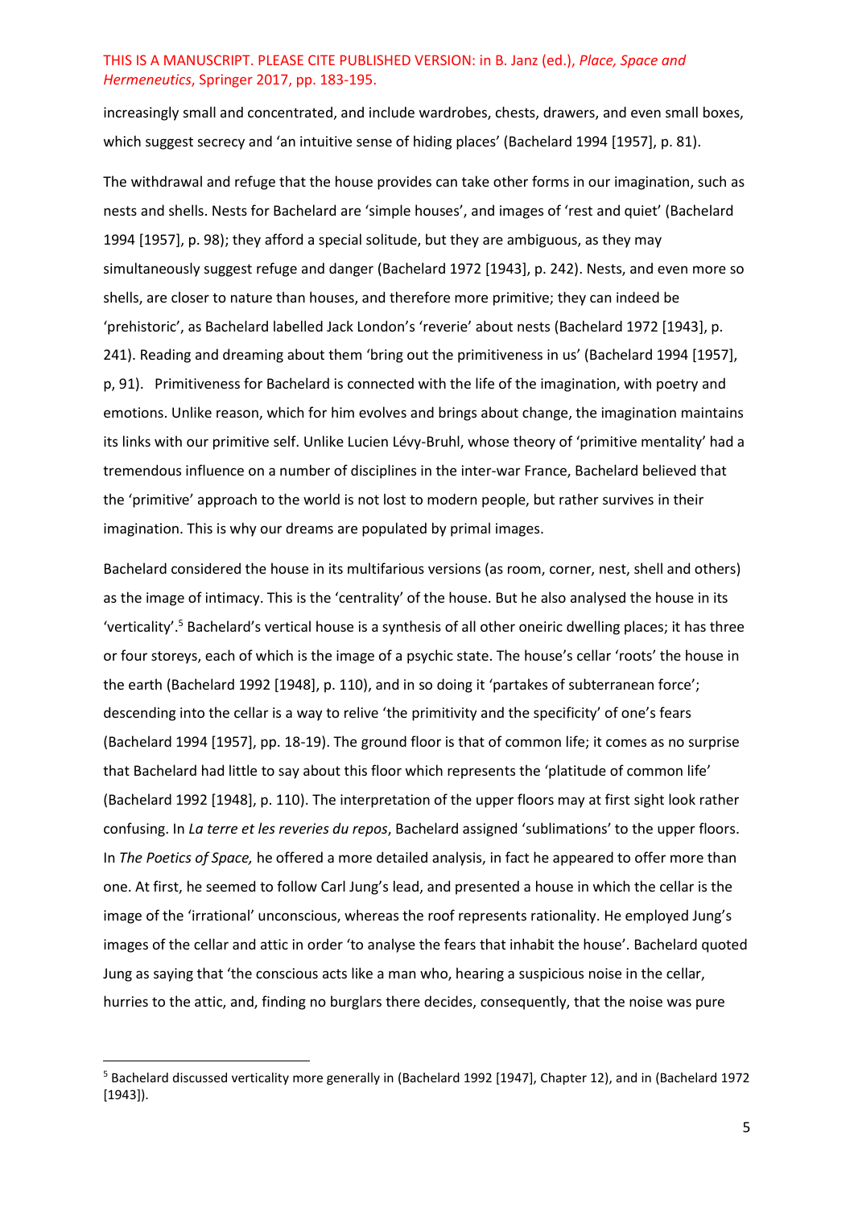increasingly small and concentrated, and include wardrobes, chests, drawers, and even small boxes, which suggest secrecy and 'an intuitive sense of hiding places' (Bachelard 1994 [1957], p. 81).

The withdrawal and refuge that the house provides can take other forms in our imagination, such as nests and shells. Nests for Bachelard are 'simple houses', and images of 'rest and quiet' (Bachelard 1994 [1957], p. 98); they afford a special solitude, but they are ambiguous, as they may simultaneously suggest refuge and danger (Bachelard 1972 [1943], p. 242). Nests, and even more so shells, are closer to nature than houses, and therefore more primitive; they can indeed be 'prehistoric', as Bachelard labelled Jack London's 'reverie' about nests (Bachelard 1972 [1943], p. 241). Reading and dreaming about them 'bring out the primitiveness in us' (Bachelard 1994 [1957], p, 91). Primitiveness for Bachelard is connected with the life of the imagination, with poetry and emotions. Unlike reason, which for him evolves and brings about change, the imagination maintains its links with our primitive self. Unlike Lucien Lévy-Bruhl, whose theory of 'primitive mentality' had a tremendous influence on a number of disciplines in the inter-war France, Bachelard believed that the 'primitive' approach to the world is not lost to modern people, but rather survives in their imagination. This is why our dreams are populated by primal images.

Bachelard considered the house in its multifarious versions (as room, corner, nest, shell and others) as the image of intimacy. This is the 'centrality' of the house. But he also analysed the house in its 'verticality'.[5] Bachelard's vertical house is a synthesis of all other oneiric dwelling places; it has three or four storeys, each of which is the image of a psychic state. The house's cellar 'roots' the house in the earth (Bachelard 1992 [1948], p. 110), and in so doing it 'partakes of subterranean force'; descending into the cellar is a way to relive 'the primitivity and the specificity' of one's fears (Bachelard 1994 [1957], pp. 18-19). The ground floor is that of common life; it comes as no surprise that Bachelard had little to say about this floor which represents the 'platitude of common life' (Bachelard 1992 [1948], p. 110). The interpretation of the upper floors may at first sight look rather confusing. In *La terre et les reveries du repos*, Bachelard assigned 'sublimations' to the upper floors. In *The Poetics of Space,* he offered a more detailed analysis, in fact he appeared to offer more than one. At first, he seemed to follow Carl Jung's lead, and presented a house in which the cellar is the image of the 'irrational' unconscious, whereas the roof represents rationality. He employed Jung's images of the cellar and attic in order 'to analyse the fears that inhabit the house'. Bachelard quoted Jung as saying that 'the conscious acts like a man who, hearing a suspicious noise in the cellar, hurries to the attic, and, finding no burglars there decides, consequently, that the noise was pure

[5] Bachelard discussed verticality more generally in (Bachelard 1992 [1947], Chapter 12), and in (Bachelard 1972 [1943]).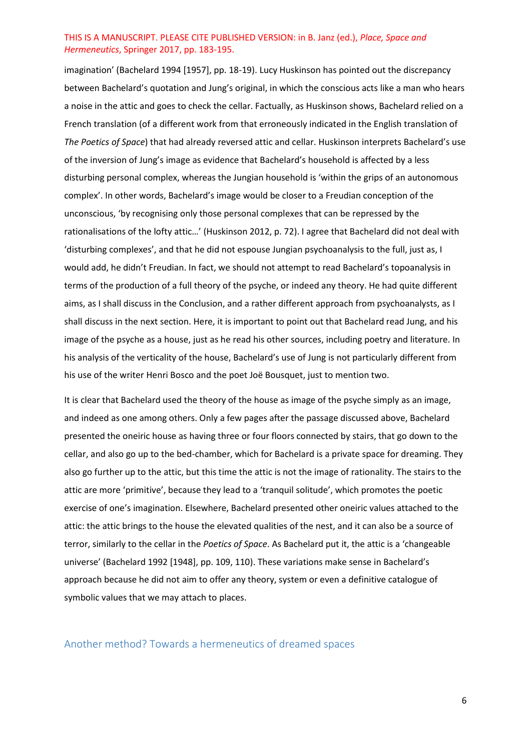imagination' (Bachelard 1994 [1957], pp. 18-19). Lucy Huskinson has pointed out the discrepancy between Bachelard's quotation and Jung's original, in which the conscious acts like a man who hears a noise in the attic and goes to check the cellar. Factually, as Huskinson shows, Bachelard relied on a French translation (of a different work from that erroneously indicated in the English translation of *The Poetics of Space*) that had already reversed attic and cellar. Huskinson interprets Bachelard's use of the inversion of Jung's image as evidence that Bachelard's household is affected by a less disturbing personal complex, whereas the Jungian household is 'within the grips of an autonomous complex'. In other words, Bachelard's image would be closer to a Freudian conception of the unconscious, 'by recognising only those personal complexes that can be repressed by the rationalisations of the lofty attic…' (Huskinson 2012, p. 72). I agree that Bachelard did not deal with 'disturbing complexes', and that he did not espouse Jungian psychoanalysis to the full, just as, I would add, he didn't Freudian. In fact, we should not attempt to read Bachelard's topoanalysis in terms of the production of a full theory of the psyche, or indeed any theory. He had quite different aims, as I shall discuss in the Conclusion, and a rather different approach from psychoanalysts, as I shall discuss in the next section. Here, it is important to point out that Bachelard read Jung, and his image of the psyche as a house, just as he read his other sources, including poetry and literature. In his analysis of the verticality of the house, Bachelard's use of Jung is not particularly different from his use of the writer Henri Bosco and the poet Joë Bousquet, just to mention two.

It is clear that Bachelard used the theory of the house as image of the psyche simply as an image, and indeed as one among others. Only a few pages after the passage discussed above, Bachelard presented the oneiric house as having three or four floors connected by stairs, that go down to the cellar, and also go up to the bed-chamber, which for Bachelard is a private space for dreaming. They also go further up to the attic, but this time the attic is not the image of rationality. The stairs to the attic are more 'primitive', because they lead to a 'tranquil solitude', which promotes the poetic exercise of one's imagination. Elsewhere, Bachelard presented other oneiric values attached to the attic: the attic brings to the house the elevated qualities of the nest, and it can also be a source of terror, similarly to the cellar in the *Poetics of Space*. As Bachelard put it, the attic is a 'changeable universe' (Bachelard 1992 [1948], pp. 109, 110). These variations make sense in Bachelard's approach because he did not aim to offer any theory, system or even a definitive catalogue of symbolic values that we may attach to places.

## Another method? Towards a hermeneutics of dreamed spaces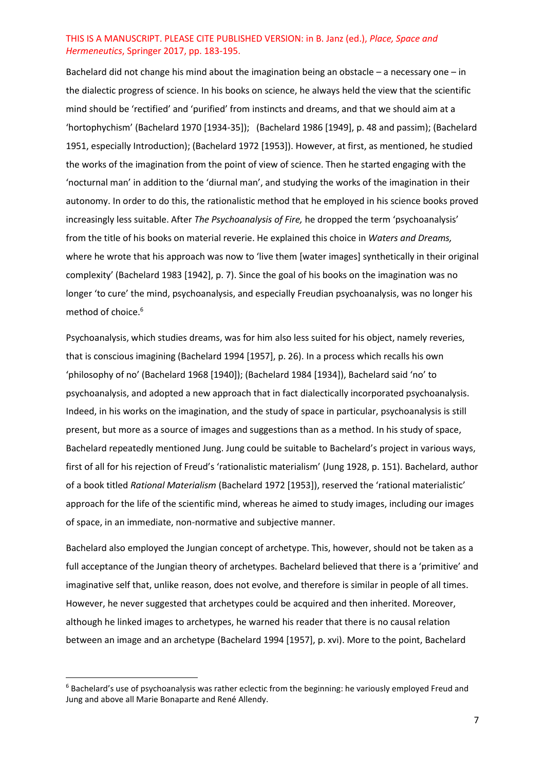Bachelard did not change his mind about the imagination being an obstacle – a necessary one – in the dialectic progress of science. In his books on science, he always held the view that the scientific mind should be 'rectified' and 'purified' from instincts and dreams, and that we should aim at a 'hortophychism' (Bachelard 1970 [1934-35]); (Bachelard 1986 [1949], p. 48 and passim); (Bachelard 1951, especially Introduction); (Bachelard 1972 [1953]). However, at first, as mentioned, he studied the works of the imagination from the point of view of science. Then he started engaging with the 'nocturnal man' in addition to the 'diurnal man', and studying the works of the imagination in their autonomy. In order to do this, the rationalistic method that he employed in his science books proved increasingly less suitable. After *The Psychoanalysis of Fire,* he dropped the term 'psychoanalysis' from the title of his books on material reverie. He explained this choice in *Waters and Dreams,* where he wrote that his approach was now to 'live them [water images] synthetically in their original complexity' (Bachelard 1983 [1942], p. 7). Since the goal of his books on the imagination was no longer 'to cure' the mind, psychoanalysis, and especially Freudian psychoanalysis, was no longer his method of choice.[6]

Psychoanalysis, which studies dreams, was for him also less suited for his object, namely reveries, that is conscious imagining (Bachelard 1994 [1957], p. 26). In a process which recalls his own 'philosophy of no' (Bachelard 1968 [1940]); (Bachelard 1984 [1934]), Bachelard said 'no' to psychoanalysis, and adopted a new approach that in fact dialectically incorporated psychoanalysis. Indeed, in his works on the imagination, and the study of space in particular, psychoanalysis is still present, but more as a source of images and suggestions than as a method. In his study of space, Bachelard repeatedly mentioned Jung. Jung could be suitable to Bachelard's project in various ways, first of all for his rejection of Freud's 'rationalistic materialism' (Jung 1928, p. 151). Bachelard, author of a book titled *Rational Materialism* (Bachelard 1972 [1953]), reserved the 'rational materialistic' approach for the life of the scientific mind, whereas he aimed to study images, including our images of space, in an immediate, non-normative and subjective manner.

Bachelard also employed the Jungian concept of archetype. This, however, should not be taken as a full acceptance of the Jungian theory of archetypes. Bachelard believed that there is a 'primitive' and imaginative self that, unlike reason, does not evolve, and therefore is similar in people of all times. However, he never suggested that archetypes could be acquired and then inherited. Moreover, although he linked images to archetypes, he warned his reader that there is no causal relation between an image and an archetype (Bachelard 1994 [1957], p. xvi). More to the point, Bachelard

[6] Bachelard's use of psychoanalysis was rather eclectic from the beginning: he variously employed Freud and Jung and above all Marie Bonaparte and René Allendy.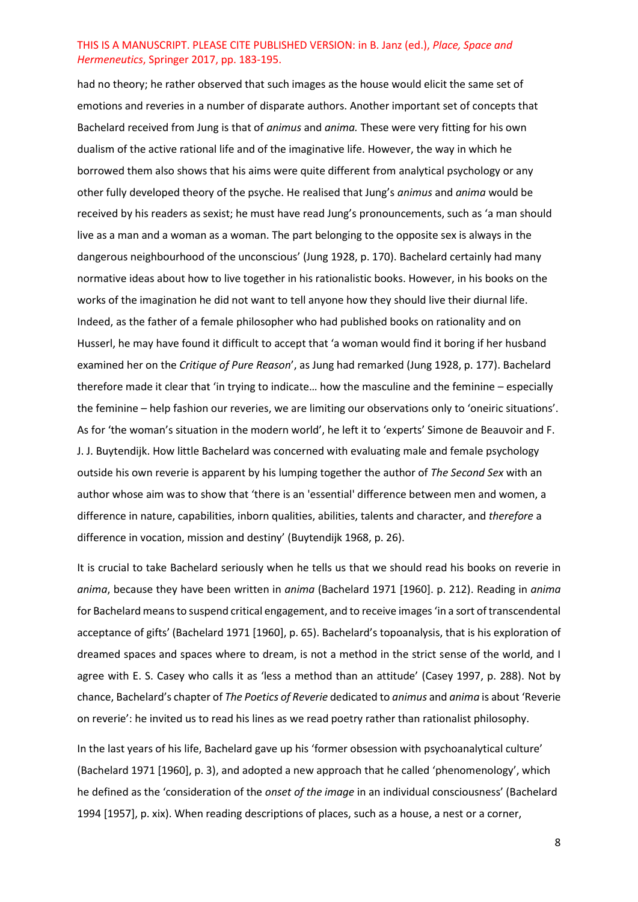had no theory; he rather observed that such images as the house would elicit the same set of emotions and reveries in a number of disparate authors. Another important set of concepts that Bachelard received from Jung is that of *animus* and *anima.* These were very fitting for his own dualism of the active rational life and of the imaginative life. However, the way in which he borrowed them also shows that his aims were quite different from analytical psychology or any other fully developed theory of the psyche. He realised that Jung's *animus* and *anima* would be received by his readers as sexist; he must have read Jung's pronouncements, such as 'a man should live as a man and a woman as a woman. The part belonging to the opposite sex is always in the dangerous neighbourhood of the unconscious' (Jung 1928, p. 170). Bachelard certainly had many normative ideas about how to live together in his rationalistic books. However, in his books on the works of the imagination he did not want to tell anyone how they should live their diurnal life. Indeed, as the father of a female philosopher who had published books on rationality and on Husserl, he may have found it difficult to accept that 'a woman would find it boring if her husband examined her on the *Critique of Pure Reason*', as Jung had remarked (Jung 1928, p. 177). Bachelard therefore made it clear that 'in trying to indicate… how the masculine and the feminine – especially the feminine – help fashion our reveries, we are limiting our observations only to 'oneiric situations'. As for 'the woman's situation in the modern world', he left it to 'experts' Simone de Beauvoir and F. J. J. Buytendijk. How little Bachelard was concerned with evaluating male and female psychology outside his own reverie is apparent by his lumping together the author of *The Second Sex* with an author whose aim was to show that 'there is an 'essential' difference between men and women, a difference in nature, capabilities, inborn qualities, abilities, talents and character, and *therefore* a difference in vocation, mission and destiny' (Buytendijk 1968, p. 26).

It is crucial to take Bachelard seriously when he tells us that we should read his books on reverie in *anima*, because they have been written in *anima* (Bachelard 1971 [1960]. p. 212). Reading in *anima* for Bachelard means to suspend critical engagement, and to receive images 'in a sort of transcendental acceptance of gifts' (Bachelard 1971 [1960], p. 65). Bachelard's topoanalysis, that is his exploration of dreamed spaces and spaces where to dream, is not a method in the strict sense of the world, and I agree with E. S. Casey who calls it as 'less a method than an attitude' (Casey 1997, p. 288). Not by chance, Bachelard's chapter of *The Poetics of Reverie* dedicated to *animus* and *anima* is about 'Reverie on reverie': he invited us to read his lines as we read poetry rather than rationalist philosophy.

In the last years of his life, Bachelard gave up his 'former obsession with psychoanalytical culture' (Bachelard 1971 [1960], p. 3), and adopted a new approach that he called 'phenomenology', which he defined as the 'consideration of the *onset of the image* in an individual consciousness' (Bachelard 1994 [1957], p. xix). When reading descriptions of places, such as a house, a nest or a corner,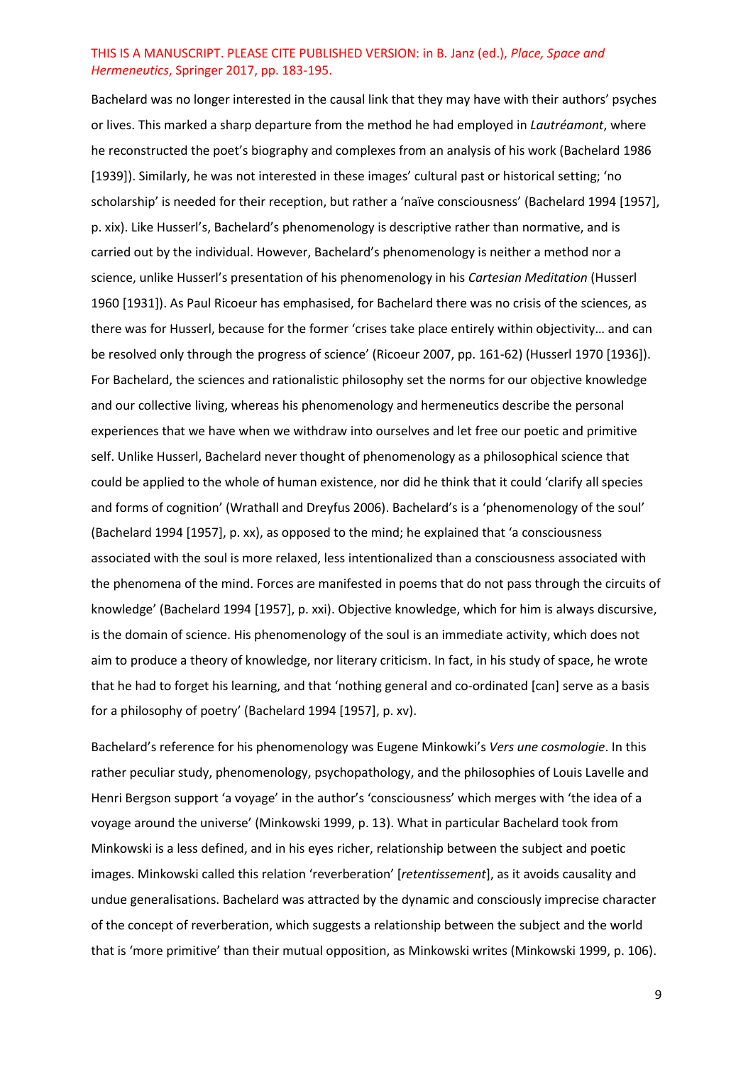Bachelard was no longer interested in the causal link that they may have with their authors' psyches or lives. This marked a sharp departure from the method he had employed in *Lautréamont*, where he reconstructed the poet's biography and complexes from an analysis of his work (Bachelard 1986 [1939]). Similarly, he was not interested in these images' cultural past or historical setting; 'no scholarship' is needed for their reception, but rather a 'naïve consciousness' (Bachelard 1994 [1957], p. xix). Like Husserl's, Bachelard's phenomenology is descriptive rather than normative, and is carried out by the individual. However, Bachelard's phenomenology is neither a method nor a science, unlike Husserl's presentation of his phenomenology in his *Cartesian Meditation* (Husserl 1960 [1931]). As Paul Ricoeur has emphasised, for Bachelard there was no crisis of the sciences, as there was for Husserl, because for the former 'crises take place entirely within objectivity… and can be resolved only through the progress of science' (Ricoeur 2007, pp. 161-62) (Husserl 1970 [1936]). For Bachelard, the sciences and rationalistic philosophy set the norms for our objective knowledge and our collective living, whereas his phenomenology and hermeneutics describe the personal experiences that we have when we withdraw into ourselves and let free our poetic and primitive self. Unlike Husserl, Bachelard never thought of phenomenology as a philosophical science that could be applied to the whole of human existence, nor did he think that it could 'clarify all species and forms of cognition' (Wrathall and Dreyfus 2006). Bachelard's is a 'phenomenology of the soul' (Bachelard 1994 [1957], p. xx), as opposed to the mind; he explained that 'a consciousness associated with the soul is more relaxed, less intentionalized than a consciousness associated with the phenomena of the mind. Forces are manifested in poems that do not pass through the circuits of knowledge' (Bachelard 1994 [1957], p. xxi). Objective knowledge, which for him is always discursive, is the domain of science. His phenomenology of the soul is an immediate activity, which does not aim to produce a theory of knowledge, nor literary criticism. In fact, in his study of space, he wrote that he had to forget his learning, and that 'nothing general and co-ordinated [can] serve as a basis for a philosophy of poetry' (Bachelard 1994 [1957], p. xv).

Bachelard's reference for his phenomenology was Eugene Minkowki's *Vers une cosmologie*. In this rather peculiar study, phenomenology, psychopathology, and the philosophies of Louis Lavelle and Henri Bergson support 'a voyage' in the author's 'consciousness' which merges with 'the idea of a voyage around the universe' (Minkowski 1999, p. 13). What in particular Bachelard took from Minkowski is a less defined, and in his eyes richer, relationship between the subject and poetic images. Minkowski called this relation 'reverberation' [*retentissement*], as it avoids causality and undue generalisations. Bachelard was attracted by the dynamic and consciously imprecise character of the concept of reverberation, which suggests a relationship between the subject and the world that is 'more primitive' than their mutual opposition, as Minkowski writes (Minkowski 1999, p. 106).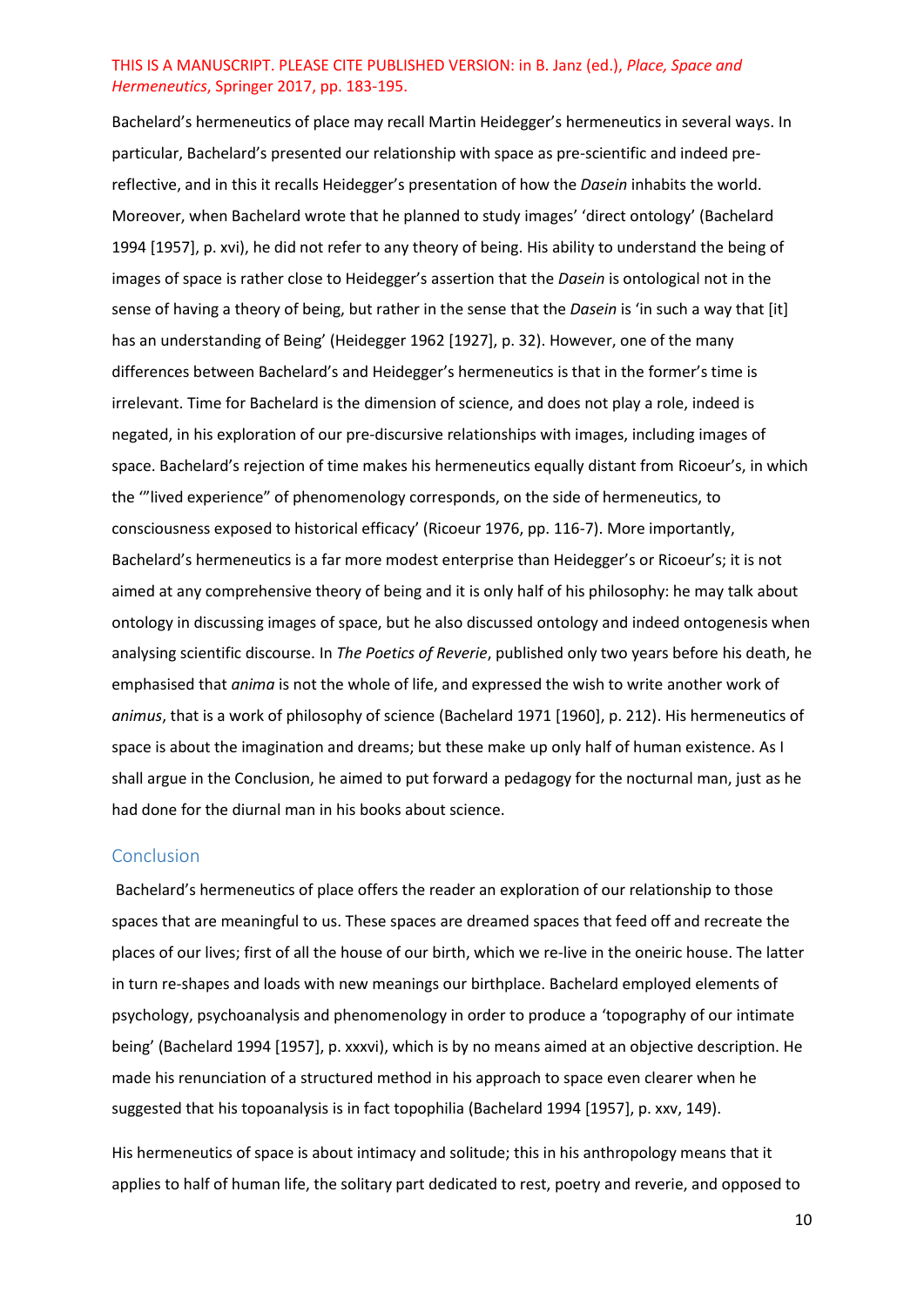Bachelard's hermeneutics of place may recall Martin Heidegger's hermeneutics in several ways. In particular, Bachelard's presented our relationship with space as pre-scientific and indeed pre-reflective, and in this it recalls Heidegger's presentation of how the *Dasein* inhabits the world. Moreover, when Bachelard wrote that he planned to study images' 'direct ontology' (Bachelard 1994 [1957], p. xvi), he did not refer to any theory of being. His ability to understand the being of images of space is rather close to Heidegger's assertion that the *Dasein* is ontological not in the sense of having a theory of being, but rather in the sense that the *Dasein* is 'in such a way that [it] has an understanding of Being' (Heidegger 1962 [1927], p. 32). However, one of the many differences between Bachelard's and Heidegger's hermeneutics is that in the former's time is irrelevant. Time for Bachelard is the dimension of science, and does not play a role, indeed is negated, in his exploration of our pre-discursive relationships with images, including images of space. Bachelard's rejection of time makes his hermeneutics equally distant from Ricoeur's, in which the '"lived experience" of phenomenology corresponds, on the side of hermeneutics, to consciousness exposed to historical efficacy' (Ricoeur 1976, pp. 116-7). More importantly, Bachelard's hermeneutics is a far more modest enterprise than Heidegger's or Ricoeur's; it is not aimed at any comprehensive theory of being and it is only half of his philosophy: he may talk about ontology in discussing images of space, but he also discussed ontology and indeed ontogenesis when analysing scientific discourse. In *The Poetics of Reverie*, published only two years before his death, he emphasised that *anima* is not the whole of life, and expressed the wish to write another work of *animus*, that is a work of philosophy of science (Bachelard 1971 [1960], p. 212). His hermeneutics of space is about the imagination and dreams; but these make up only half of human existence. As I shall argue in the Conclusion, he aimed to put forward a pedagogy for the nocturnal man, just as he had done for the diurnal man in his books about science.

## Conclusion

Bachelard's hermeneutics of place offers the reader an exploration of our relationship to those spaces that are meaningful to us. These spaces are dreamed spaces that feed off and recreate the places of our lives; first of all the house of our birth, which we re-live in the oneiric house. The latter in turn re-shapes and loads with new meanings our birthplace. Bachelard employed elements of psychology, psychoanalysis and phenomenology in order to produce a 'topography of our intimate being' (Bachelard 1994 [1957], p. xxxvi), which is by no means aimed at an objective description. He made his renunciation of a structured method in his approach to space even clearer when he suggested that his topoanalysis is in fact topophilia (Bachelard 1994 [1957], p. xxv, 149).

His hermeneutics of space is about intimacy and solitude; this in his anthropology means that it applies to half of human life, the solitary part dedicated to rest, poetry and reverie, and opposed to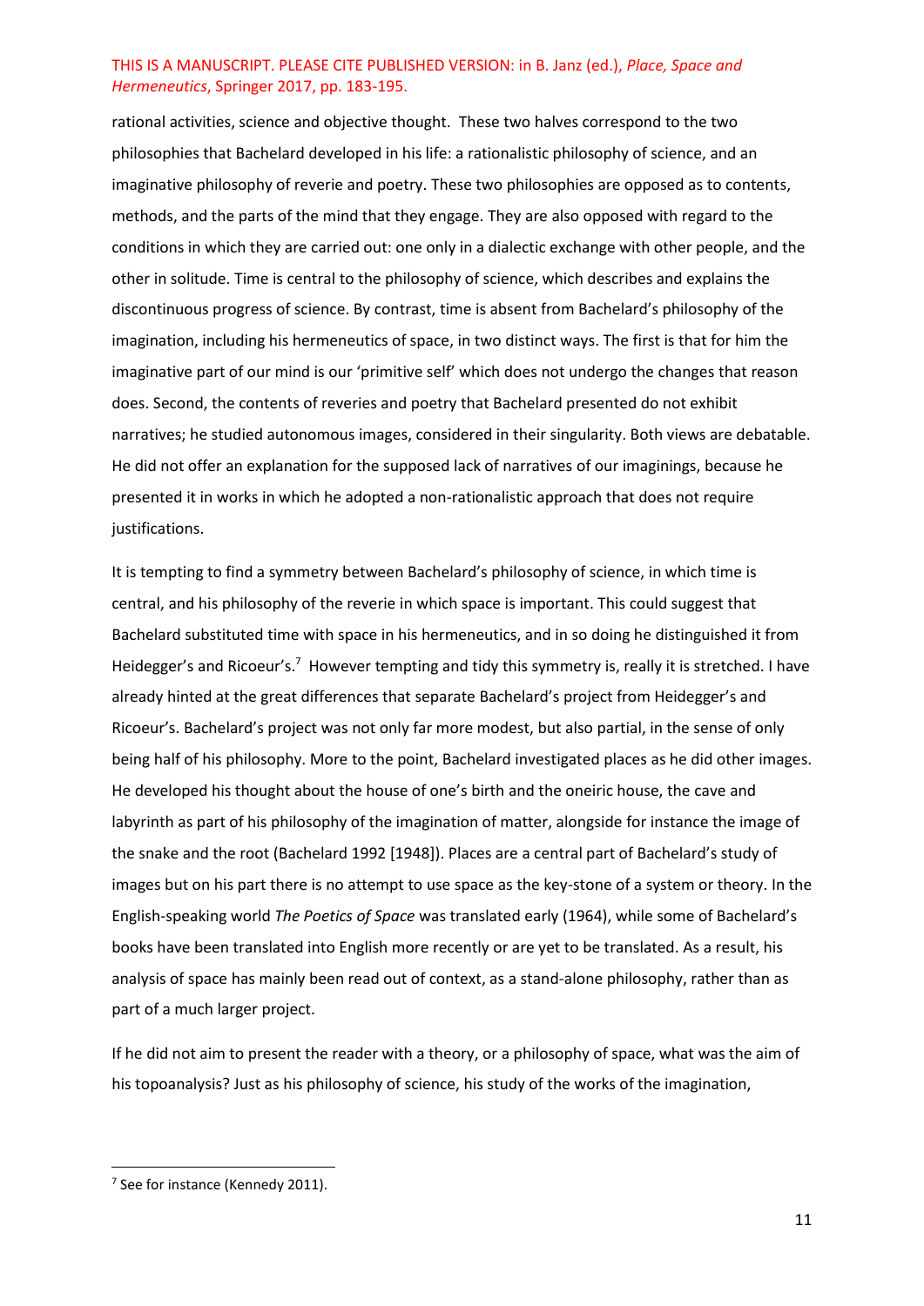rational activities, science and objective thought. These two halves correspond to the two philosophies that Bachelard developed in his life: a rationalistic philosophy of science, and an imaginative philosophy of reverie and poetry. These two philosophies are opposed as to contents, methods, and the parts of the mind that they engage. They are also opposed with regard to the conditions in which they are carried out: one only in a dialectic exchange with other people, and the other in solitude. Time is central to the philosophy of science, which describes and explains the discontinuous progress of science. By contrast, time is absent from Bachelard's philosophy of the imagination, including his hermeneutics of space, in two distinct ways. The first is that for him the imaginative part of our mind is our 'primitive self' which does not undergo the changes that reason does. Second, the contents of reveries and poetry that Bachelard presented do not exhibit narratives; he studied autonomous images, considered in their singularity. Both views are debatable. He did not offer an explanation for the supposed lack of narratives of our imaginings, because he presented it in works in which he adopted a non-rationalistic approach that does not require justifications.

It is tempting to find a symmetry between Bachelard's philosophy of science, in which time is central, and his philosophy of the reverie in which space is important. This could suggest that Bachelard substituted time with space in his hermeneutics, and in so doing he distinguished it from Heidegger's and Ricoeur's.[7] However tempting and tidy this symmetry is, really it is stretched. I have already hinted at the great differences that separate Bachelard's project from Heidegger's and Ricoeur's. Bachelard's project was not only far more modest, but also partial, in the sense of only being half of his philosophy. More to the point, Bachelard investigated places as he did other images. He developed his thought about the house of one's birth and the oneiric house, the cave and labyrinth as part of his philosophy of the imagination of matter, alongside for instance the image of the snake and the root (Bachelard 1992 [1948]). Places are a central part of Bachelard's study of images but on his part there is no attempt to use space as the key-stone of a system or theory. In the English-speaking world *The Poetics of Space* was translated early (1964), while some of Bachelard's books have been translated into English more recently or are yet to be translated. As a result, his analysis of space has mainly been read out of context, as a stand-alone philosophy, rather than as part of a much larger project.

If he did not aim to present the reader with a theory, or a philosophy of space, what was the aim of his topoanalysis? Just as his philosophy of science, his study of the works of the imagination,

[7] See for instance (Kennedy 2011).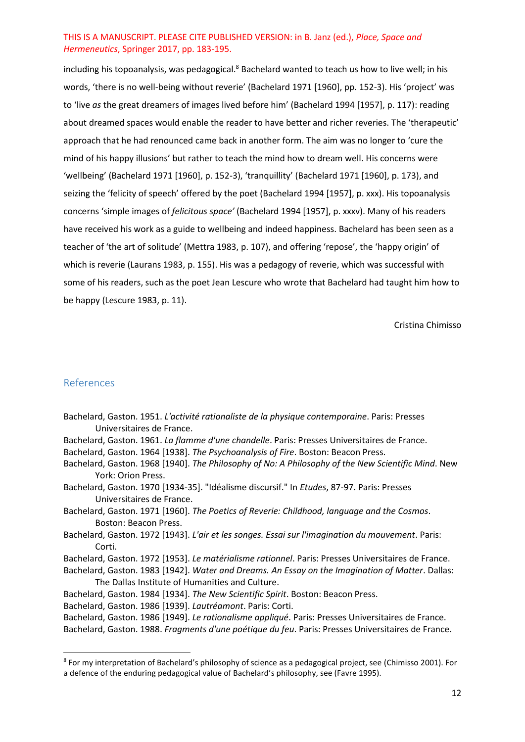including his topoanalysis, was pedagogical.[8] Bachelard wanted to teach us how to live well; in his words, 'there is no well-being without reverie' (Bachelard 1971 [1960], pp. 152-3). His 'project' was to 'live *as* the great dreamers of images lived before him' (Bachelard 1994 [1957], p. 117): reading about dreamed spaces would enable the reader to have better and richer reveries. The 'therapeutic' approach that he had renounced came back in another form. The aim was no longer to 'cure the mind of his happy illusions' but rather to teach the mind how to dream well. His concerns were 'wellbeing' (Bachelard 1971 [1960], p. 152-3), 'tranquillity' (Bachelard 1971 [1960], p. 173), and seizing the 'felicity of speech' offered by the poet (Bachelard 1994 [1957], p. xxx). His topoanalysis concerns 'simple images of *felicitous space'* (Bachelard 1994 [1957], p. xxxv). Many of his readers have received his work as a guide to wellbeing and indeed happiness. Bachelard has been seen as a teacher of 'the art of solitude' (Mettra 1983, p. 107), and offering 'repose', the 'happy origin' of which is reverie (Laurans 1983, p. 155). His was a pedagogy of reverie, which was successful with some of his readers, such as the poet Jean Lescure who wrote that Bachelard had taught him how to be happy (Lescure 1983, p. 11).

Cristina Chimisso

## References

Bachelard, Gaston. 1951. *L'activité rationaliste de la physique contemporaine*. Paris: Presses Universitaires de France.

Bachelard, Gaston. 1961. *La flamme d'une chandelle*. Paris: Presses Universitaires de France.

Bachelard, Gaston. 1964 [1938]. *The Psychoanalysis of Fire*. Boston: Beacon Press.

Bachelard, Gaston. 1968 [1940]. *The Philosophy of No: A Philosophy of the New Scientific Mind*. New York: Orion Press.

Bachelard, Gaston. 1970 [1934-35]. "Idéalisme discursif." In *Etudes*, 87-97. Paris: Presses Universitaires de France.

Bachelard, Gaston. 1971 [1960]. *The Poetics of Reverie: Childhood, language and the Cosmos*. Boston: Beacon Press.

Bachelard, Gaston. 1972 [1943]. *L'air et les songes. Essai sur l'imagination du mouvement*. Paris: Corti.

Bachelard, Gaston. 1972 [1953]. *Le matérialisme rationnel*. Paris: Presses Universitaires de France.

Bachelard, Gaston. 1983 [1942]. *Water and Dreams. An Essay on the Imagination of Matter*. Dallas: The Dallas Institute of Humanities and Culture.

Bachelard, Gaston. 1984 [1934]. *The New Scientific Spirit*. Boston: Beacon Press.

Bachelard, Gaston. 1986 [1939]. *Lautréamont*. Paris: Corti.

Bachelard, Gaston. 1986 [1949]. *Le rationalisme appliqué*. Paris: Presses Universitaires de France.

Bachelard, Gaston. 1988. *Fragments d'une poétique du feu*. Paris: Presses Universitaires de France.

[8] For my interpretation of Bachelard's philosophy of science as a pedagogical project, see (Chimisso 2001). For a defence of the enduring pedagogical value of Bachelard's philosophy, see (Favre 1995).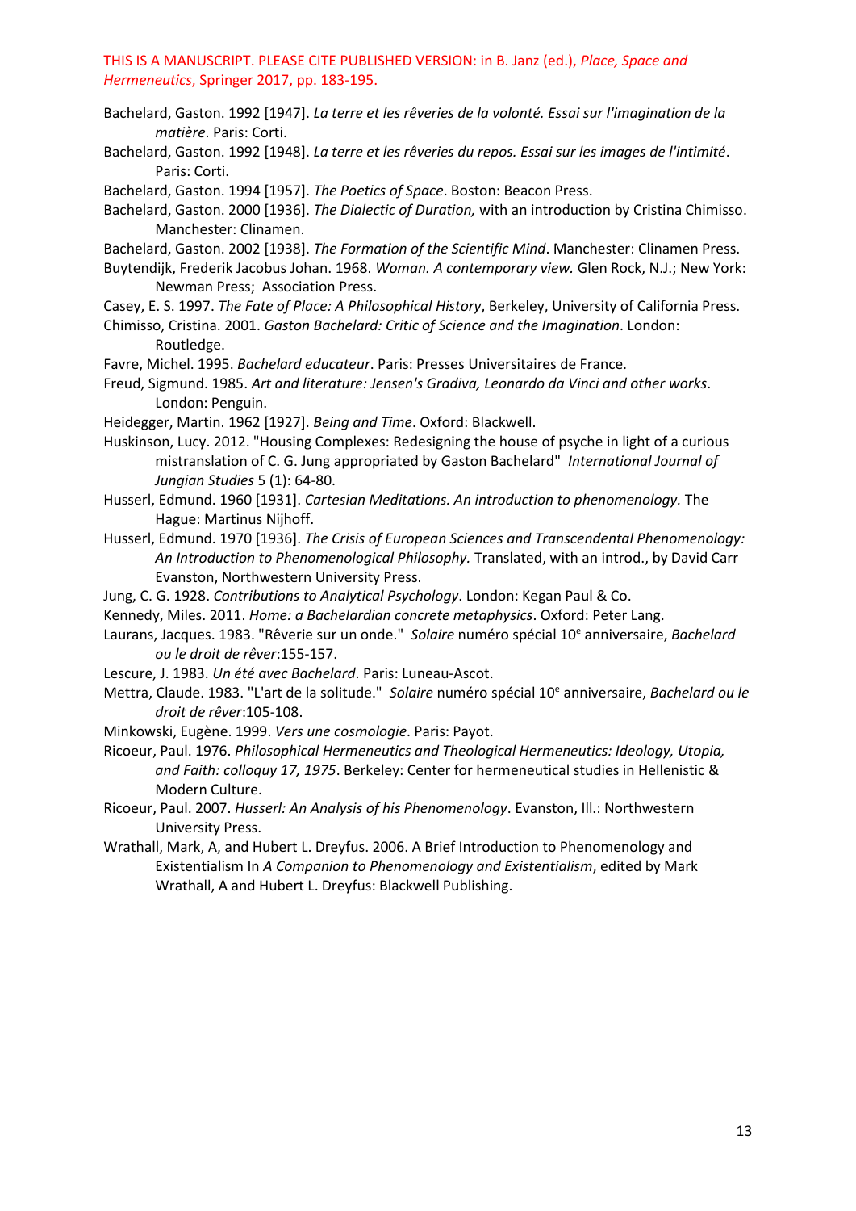THIS IS A MANUSCRIPT. PLEASE CITE PUBLISHED VERSION: in B. Janz (ed.), *Place, Space and Hermeneutics*, Springer 2017, pp. 183-195.

Bachelard, Gaston. 1992 [1947]. *La terre et les rêveries de la volonté. Essai sur l'imagination de la matière*. Paris: Corti.

Bachelard, Gaston. 1992 [1948]. *La terre et les rêveries du repos. Essai sur les images de l'intimité*. Paris: Corti.

Bachelard, Gaston. 1994 [1957]. *The Poetics of Space*. Boston: Beacon Press.

Bachelard, Gaston. 2000 [1936]. *The Dialectic of Duration,* with an introduction by Cristina Chimisso. Manchester: Clinamen.

Bachelard, Gaston. 2002 [1938]. *The Formation of the Scientific Mind*. Manchester: Clinamen Press.

Buytendijk, Frederik Jacobus Johan. 1968. *Woman. A contemporary view.* Glen Rock, N.J.; New York: Newman Press; Association Press.

Casey, E. S. 1997. *The Fate of Place: A Philosophical History*, Berkeley, University of California Press.

Chimisso, Cristina. 2001. *Gaston Bachelard: Critic of Science and the Imagination*. London: Routledge.

Favre, Michel. 1995. *Bachelard educateur*. Paris: Presses Universitaires de France.

Freud, Sigmund. 1985. *Art and literature: Jensen's Gradiva, Leonardo da Vinci and other works*. London: Penguin.

Heidegger, Martin. 1962 [1927]. *Being and Time*. Oxford: Blackwell.

Huskinson, Lucy. 2012. "Housing Complexes: Redesigning the house of psyche in light of a curious mistranslation of C. G. Jung appropriated by Gaston Bachelard" *International Journal of Jungian Studies* 5 (1): 64-80.

Husserl, Edmund. 1960 [1931]. *Cartesian Meditations. An introduction to phenomenology.* The Hague: Martinus Nijhoff.

Husserl, Edmund. 1970 [1936]. *The Crisis of European Sciences and Transcendental Phenomenology: An Introduction to Phenomenological Philosophy.* Translated, with an introd., by David Carr Evanston, Northwestern University Press.

Jung, C. G. 1928. *Contributions to Analytical Psychology*. London: Kegan Paul & Co.

Kennedy, Miles. 2011. *Home: a Bachelardian concrete metaphysics*. Oxford: Peter Lang.

Laurans, Jacques. 1983. "Rêverie sur un onde." *Solaire* numéro spécial 10e anniversaire, *Bachelard ou le droit de rêver*:155-157.

Lescure, J. 1983. *Un été avec Bachelard*. Paris: Luneau-Ascot.

Mettra, Claude. 1983. "L'art de la solitude." *Solaire* numéro spécial 10e anniversaire, *Bachelard ou le droit de rêver*:105-108.

Minkowski, Eugène. 1999. *Vers une cosmologie*. Paris: Payot.

Ricoeur, Paul. 1976. *Philosophical Hermeneutics and Theological Hermeneutics: Ideology, Utopia, and Faith: colloquy 17, 1975*. Berkeley: Center for hermeneutical studies in Hellenistic & Modern Culture.

Ricoeur, Paul. 2007. *Husserl: An Analysis of his Phenomenology*. Evanston, Ill.: Northwestern University Press.

Wrathall, Mark, A, and Hubert L. Dreyfus. 2006. A Brief Introduction to Phenomenology and Existentialism In *A Companion to Phenomenology and Existentialism*, edited by Mark Wrathall, A and Hubert L. Dreyfus: Blackwell Publishing.